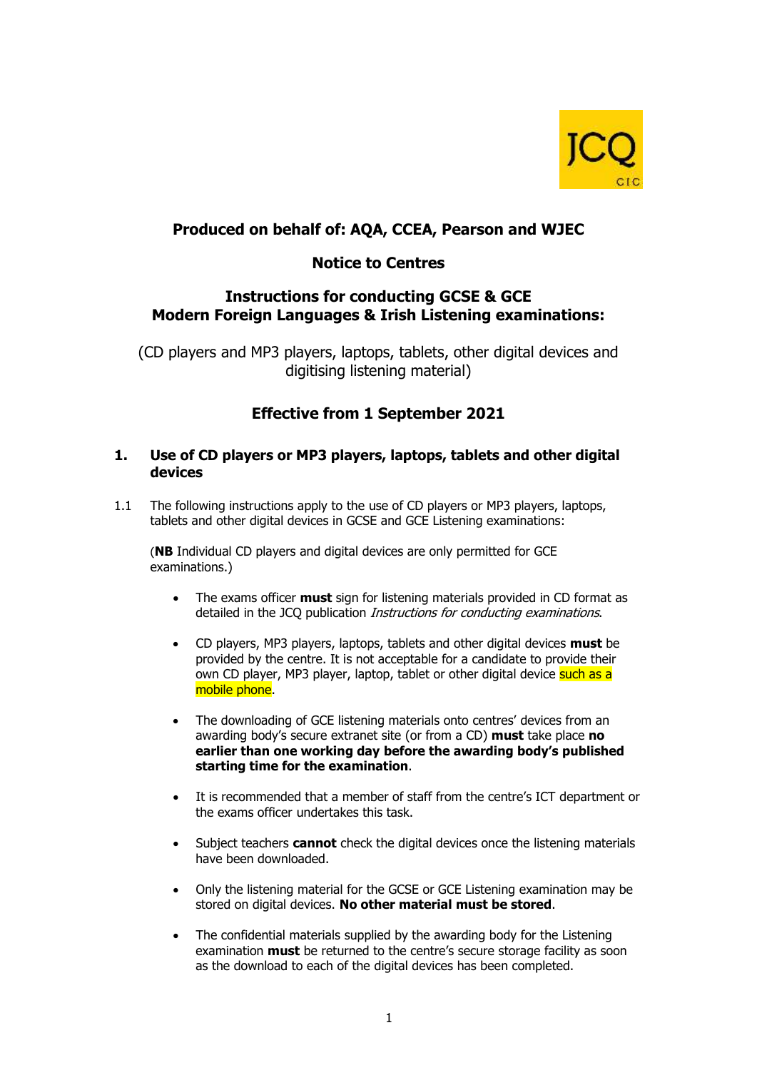**Produced on behalf of: AQA, CCEA, Pearson and WJEC**

**Notice to Centres**

# Instructions for conducting GCSE & GCE Modern Foreign Languages & Irish Listening examinations:

(CD players and MP3 players, laptops, tablets, other digital devices and digitising listening material)

**Effective from 1 September 2021**

## 1. Use of CD players or MP3 players, laptops, tablets and other digital devices

1.1 The following instructions apply to the use of CD players or MP3 players, laptops, tablets and other digital devices in GCSE and GCE Listening examinations:

(**NB** Individual CD players and digital devices are only permitted for GCE examinations.)

- The exams officer **must** sign for listening materials provided in CD format as detailed in the JCQ publication *Instructions for conducting examinations*.
- CD players, MP3 players, laptops, tablets and other digital devices **must** be provided by the centre. It is not acceptable for a candidate to provide their own CD player, MP3 player, laptop, tablet or other digital device such as a mobile phone.
- The downloading of GCE listening materials onto centres' devices from an awarding body's secure extranet site (or from a CD) **must** take place **no earlier than one working day before the awarding body's published starting time for the examination**.
- It is recommended that a member of staff from the centre's ICT department or the exams officer undertakes this task.
- Subject teachers **cannot** check the digital devices once the listening materials have been downloaded.
- Only the listening material for the GCSE or GCE Listening examination may be stored on digital devices. **No other material must be stored**.
- The confidential materials supplied by the awarding body for the Listening examination **must** be returned to the centre's secure storage facility as soon as the download to each of the digital devices has been completed.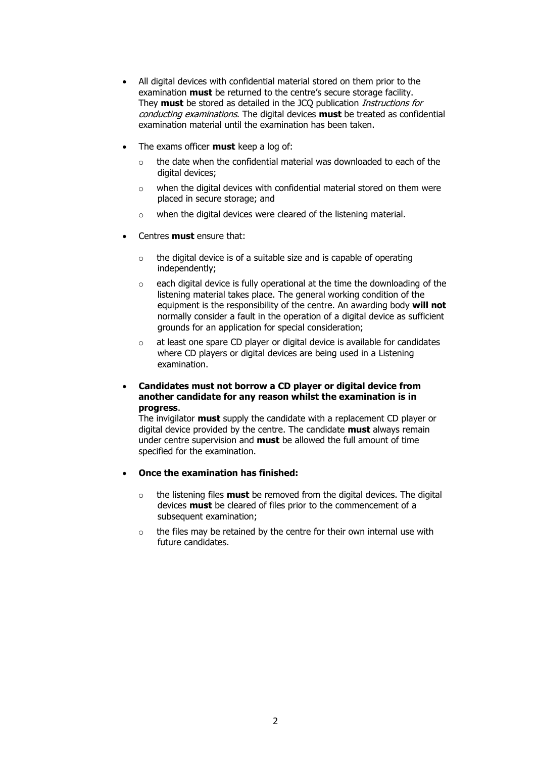- All digital devices with confidential material stored on them prior to the examination **must** be returned to the centre's secure storage facility. They **must** be stored as detailed in the JCQ publication *Instructions for conducting examinations*. The digital devices **must** be treated as confidential examination material until the examination has been taken.

- The exams officer **must** keep a log of:
  - the date when the confidential material was downloaded to each of the digital devices;
  - when the digital devices with confidential material stored on them were placed in secure storage; and
  - when the digital devices were cleared of the listening material.

- Centres **must** ensure that:
  - the digital device is of a suitable size and is capable of operating independently;
  - each digital device is fully operational at the time the downloading of the listening material takes place. The general working condition of the equipment is the responsibility of the centre. An awarding body **will not** normally consider a fault in the operation of a digital device as sufficient grounds for an application for special consideration;
  - at least one spare CD player or digital device is available for candidates where CD players or digital devices are being used in a Listening examination.

- **Candidates must not borrow a CD player or digital device from another candidate for any reason whilst the examination is in progress**.
  The invigilator **must** supply the candidate with a replacement CD player or digital device provided by the centre. The candidate **must** always remain under centre supervision and **must** be allowed the full amount of time specified for the examination.

- **Once the examination has finished:**
  - the listening files **must** be removed from the digital devices. The digital devices **must** be cleared of files prior to the commencement of a subsequent examination;
  - the files may be retained by the centre for their own internal use with future candidates.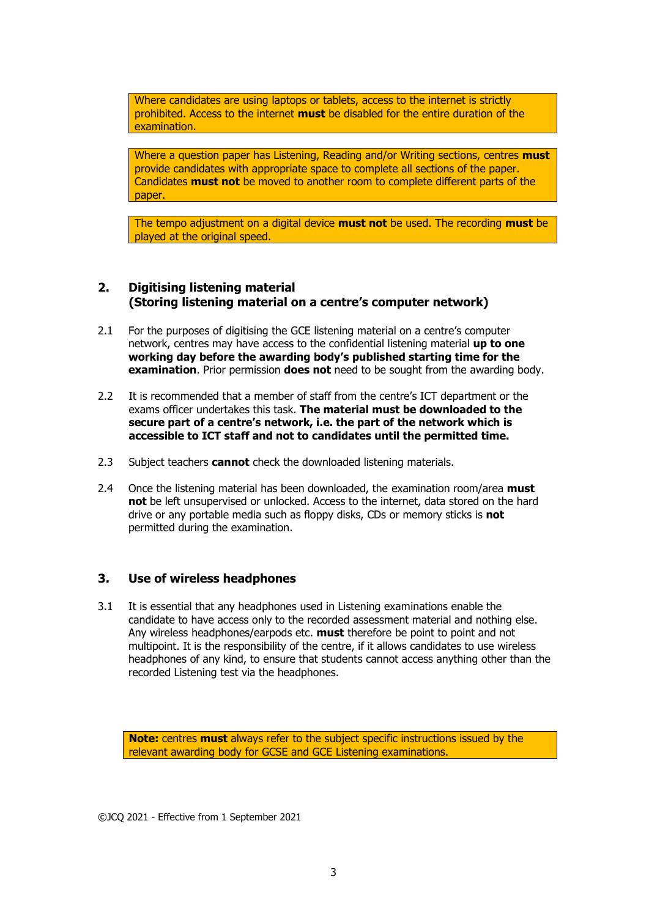Where candidates are using laptops or tablets, access to the internet is strictly prohibited. Access to the internet **must** be disabled for the entire duration of the examination.

Where a question paper has Listening, Reading and/or Writing sections, centres **must** provide candidates with appropriate space to complete all sections of the paper. Candidates **must not** be moved to another room to complete different parts of the paper.

The tempo adjustment on a digital device **must not** be used. The recording **must** be played at the original speed.

## 2. Digitising listening material (Storing listening material on a centre's computer network)

2.1 For the purposes of digitising the GCE listening material on a centre's computer network, centres may have access to the confidential listening material **up to one working day before the awarding body's published starting time for the examination**. Prior permission **does not** need to be sought from the awarding body.

2.2 It is recommended that a member of staff from the centre's ICT department or the exams officer undertakes this task. **The material must be downloaded to the secure part of a centre's network, i.e. the part of the network which is accessible to ICT staff and not to candidates until the permitted time.**

2.3 Subject teachers **cannot** check the downloaded listening materials.

2.4 Once the listening material has been downloaded, the examination room/area **must not** be left unsupervised or unlocked. Access to the internet, data stored on the hard drive or any portable media such as floppy disks, CDs or memory sticks is **not** permitted during the examination.

## 3. Use of wireless headphones

3.1 It is essential that any headphones used in Listening examinations enable the candidate to have access only to the recorded assessment material and nothing else. Any wireless headphones/earpods etc. **must** therefore be point to point and not multipoint. It is the responsibility of the centre, if it allows candidates to use wireless headphones of any kind, to ensure that students cannot access anything other than the recorded Listening test via the headphones.

**Note:** centres **must** always refer to the subject specific instructions issued by the relevant awarding body for GCSE and GCE Listening examinations.

©JCQ 2021 - Effective from 1 September 2021